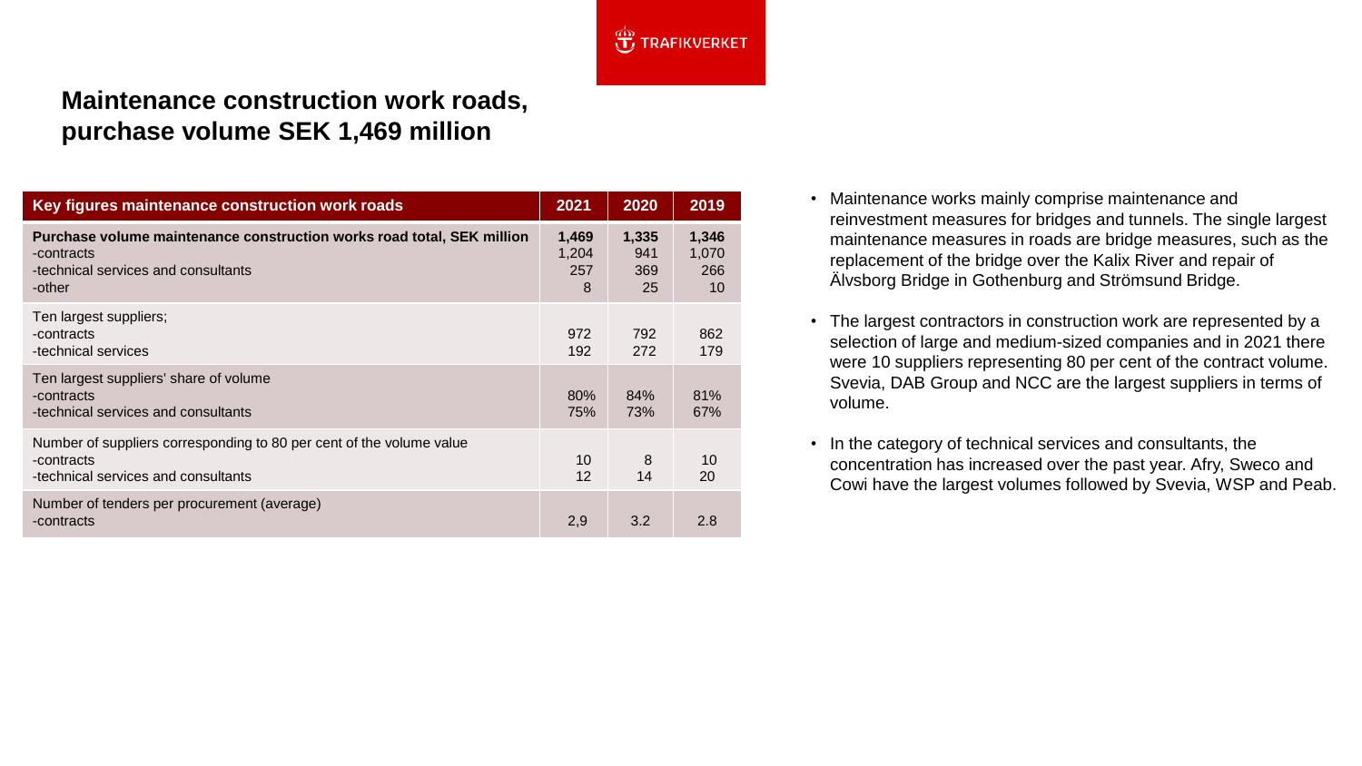# Maintenance construction work roads, purchase volume SEK 1,469 million

| Key figures maintenance construction work roads | 2021 | 2020 | 2019 |
|---|---|---|---|
| **Purchase volume maintenance construction works road total, SEK million** | **1,469** | **1,335** | **1,346** |
| -contracts | 1,204 | 941 | 1,070 |
| -technical services and consultants | 257 | 369 | 266 |
| -other | 8 | 25 | 10 |
| Ten largest suppliers; | | | |
| -contracts | 972 | 792 | 862 |
| -technical services | 192 | 272 | 179 |
| Ten largest suppliers' share of volume | | | |
| -contracts | 80% | 84% | 81% |
| -technical services and consultants | 75% | 73% | 67% |
| Number of suppliers corresponding to 80 per cent of the volume value | | | |
| -contracts | 10 | 8 | 10 |
| -technical services and consultants | 12 | 14 | 20 |
| Number of tenders per procurement (average) | | | |
| -contracts | 2,9 | 3.2 | 2.8 |

- Maintenance works mainly comprise maintenance and reinvestment measures for bridges and tunnels. The single largest maintenance measures in roads are bridge measures, such as the replacement of the bridge over the Kalix River and repair of Älvsborg Bridge in Gothenburg and Strömsund Bridge.
- The largest contractors in construction work are represented by a selection of large and medium-sized companies and in 2021 there were 10 suppliers representing 80 per cent of the contract volume. Svevia, DAB Group and NCC are the largest suppliers in terms of volume.
- In the category of technical services and consultants, the concentration has increased over the past year. Afry, Sweco and Cowi have the largest volumes followed by Svevia, WSP and Peab.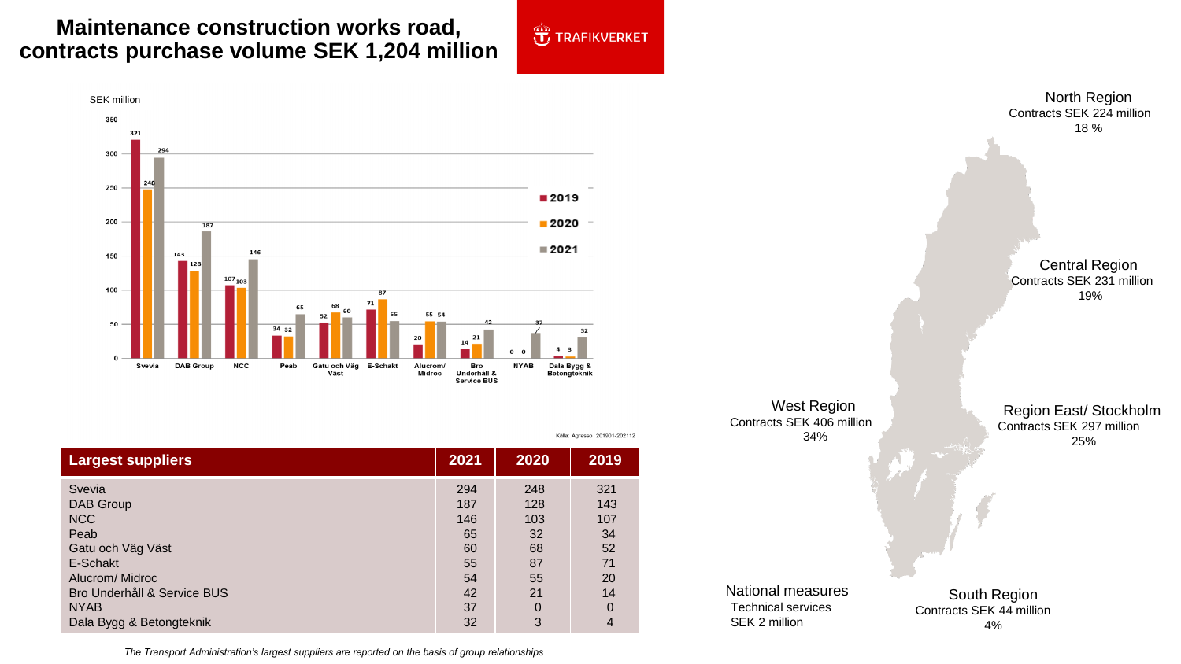# Maintenance construction works road, contracts purchase volume SEK 1,204 million

TRAFIKVERKET

SEK million

| | 2019 | 2020 | 2021 |
|---|---|---|---|
| Svevia | 321 | 248 | 294 |
| DAB Group | 143 | 128 | 187 |
| NCC | 107 | 103 | 146 |
| Peab | 34 | 32 | 65 |
| Gatu och Väg Väst | 52 | 68 | 60 |
| E-Schakt | 71 | 87 | 55 |
| Alucrom/ Midroc | 20 | 55 | 54 |
| Bro Underhåll & Service BUS | 14 | 21 | 42 |
| NYAB | 0 | 0 | 37 |
| Dala Bygg & Betongteknik | 4 | 3 | 32 |

Källa: Agresso 201901-202112

| Largest suppliers | 2021 | 2020 | 2019 |
|---|---|---|---|
| Svevia | 294 | 248 | 321 |
| DAB Group | 187 | 128 | 143 |
| NCC | 146 | 103 | 107 |
| Peab | 65 | 32 | 34 |
| Gatu och Väg Väst | 60 | 68 | 52 |
| E-Schakt | 55 | 87 | 71 |
| Alucrom/ Midroc | 54 | 55 | 20 |
| Bro Underhåll & Service BUS | 42 | 21 | 14 |
| NYAB | 37 | 0 | 0 |
| Dala Bygg & Betongteknik | 32 | 3 | 4 |

*The Transport Administration's largest suppliers are reported on the basis of group relationships*

North Region
Contracts SEK 224 million
18 %

Central Region
Contracts SEK 231 million
19%

West Region
Contracts SEK 406 million
34%

Region East/ Stockholm
Contracts SEK 297 million
25%

National measures
Technical services
SEK 2 million

South Region
Contracts SEK 44 million
4%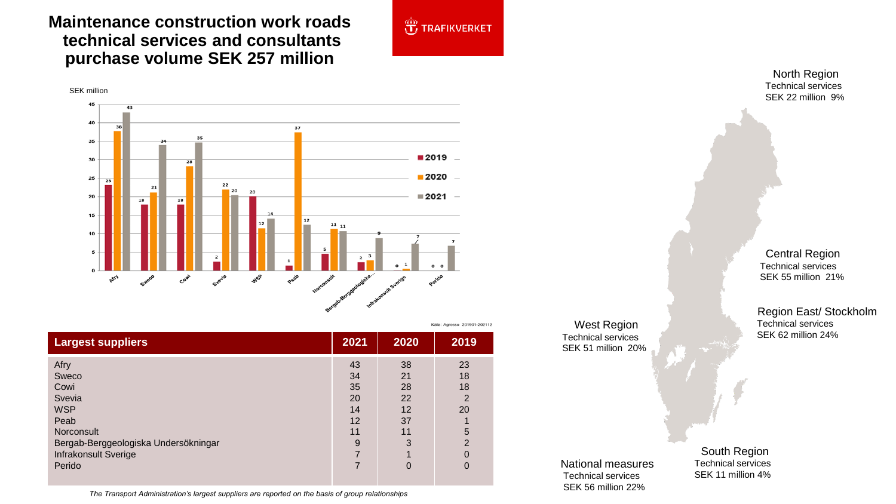# Maintenance construction work roads technical services and consultants purchase volume SEK 257 million

TRAFIKVERKET

SEK million

Källa: Agresso 201901-202112

| Largest suppliers | 2021 | 2020 | 2019 |
|---|---|---|---|
| Afry | 43 | 38 | 23 |
| Sweco | 34 | 21 | 18 |
| Cowi | 35 | 28 | 18 |
| Svevia | 20 | 22 | 2 |
| WSP | 14 | 12 | 20 |
| Peab | 12 | 37 | 1 |
| Norconsult | 11 | 11 | 5 |
| Bergab-Berggeologiska Undersökningar | 9 | 3 | 2 |
| Infrakonsult Sverige | 7 | 1 | 0 |
| Perido | 7 | 0 | 0 |

*The Transport Administration's largest suppliers are reported on the basis of group relationships*

**North Region**
Technical services
SEK 22 million 9%

**Central Region**
Technical services
SEK 55 million 21%

**Region East/ Stockholm**
Technical services
SEK 62 million 24%

**West Region**
Technical services
SEK 51 million 20%

**South Region**
Technical services
SEK 11 million 4%

**National measures**
Technical services
SEK 56 million 22%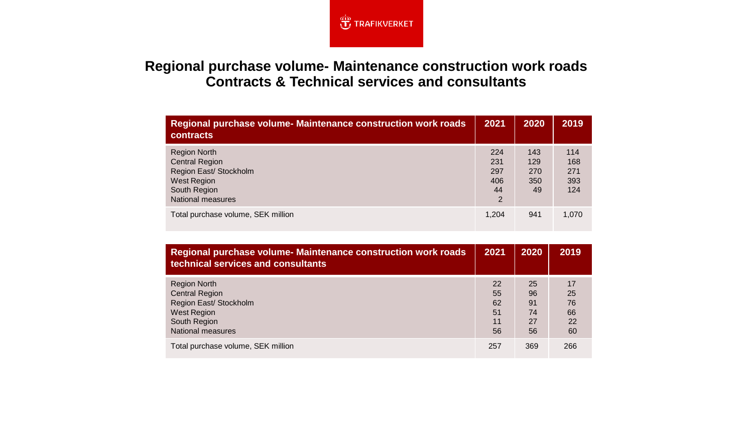# Regional purchase volume- Maintenance construction work roads Contracts & Technical services and consultants

| Regional purchase volume- Maintenance construction work roads contracts | 2021 | 2020 | 2019 |
|---|---|---|---|
| Region North | 224 | 143 | 114 |
| Central Region | 231 | 129 | 168 |
| Region East/ Stockholm | 297 | 270 | 271 |
| West Region | 406 | 350 | 393 |
| South Region | 44 | 49 | 124 |
| National measures | 2 | | |
| Total purchase volume, SEK million | 1,204 | 941 | 1,070 |

| Regional purchase volume- Maintenance construction work roads technical services and consultants | 2021 | 2020 | 2019 |
|---|---|---|---|
| Region North | 22 | 25 | 17 |
| Central Region | 55 | 96 | 25 |
| Region East/ Stockholm | 62 | 91 | 76 |
| West Region | 51 | 74 | 66 |
| South Region | 11 | 27 | 22 |
| National measures | 56 | 56 | 60 |
| Total purchase volume, SEK million | 257 | 369 | 266 |